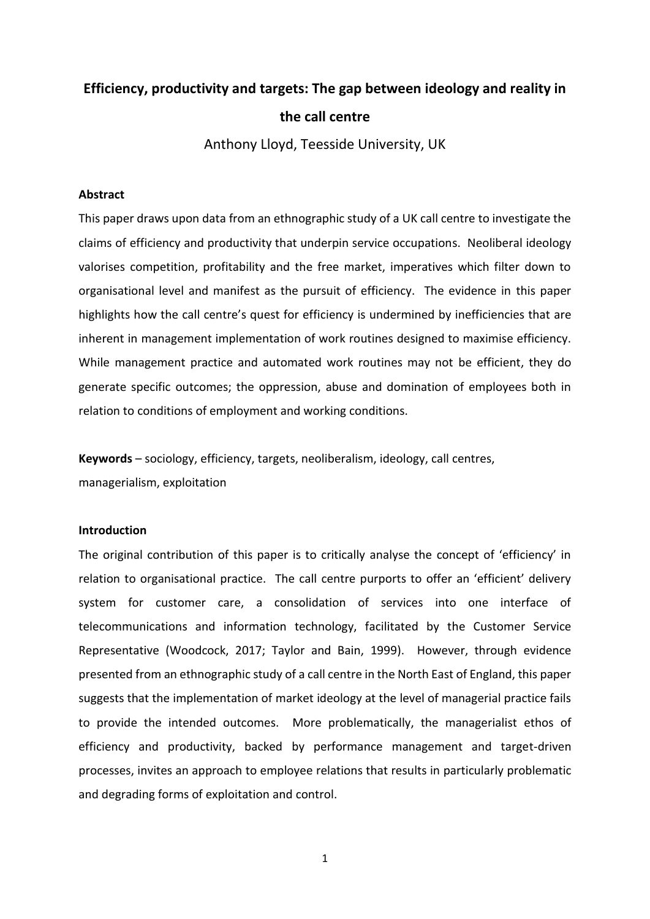# Efficiency, productivity and targets: The gap between ideology and reality in the call centre

Anthony Lloyd, Teesside University, UK

**Abstract**

This paper draws upon data from an ethnographic study of a UK call centre to investigate the claims of efficiency and productivity that underpin service occupations. Neoliberal ideology valorises competition, profitability and the free market, imperatives which filter down to organisational level and manifest as the pursuit of efficiency. The evidence in this paper highlights how the call centre's quest for efficiency is undermined by inefficiencies that are inherent in management implementation of work routines designed to maximise efficiency. While management practice and automated work routines may not be efficient, they do generate specific outcomes; the oppression, abuse and domination of employees both in relation to conditions of employment and working conditions.

**Keywords** – sociology, efficiency, targets, neoliberalism, ideology, call centres, managerialism, exploitation

**Introduction**

The original contribution of this paper is to critically analyse the concept of 'efficiency' in relation to organisational practice. The call centre purports to offer an 'efficient' delivery system for customer care, a consolidation of services into one interface of telecommunications and information technology, facilitated by the Customer Service Representative (Woodcock, 2017; Taylor and Bain, 1999). However, through evidence presented from an ethnographic study of a call centre in the North East of England, this paper suggests that the implementation of market ideology at the level of managerial practice fails to provide the intended outcomes. More problematically, the managerialist ethos of efficiency and productivity, backed by performance management and target-driven processes, invites an approach to employee relations that results in particularly problematic and degrading forms of exploitation and control.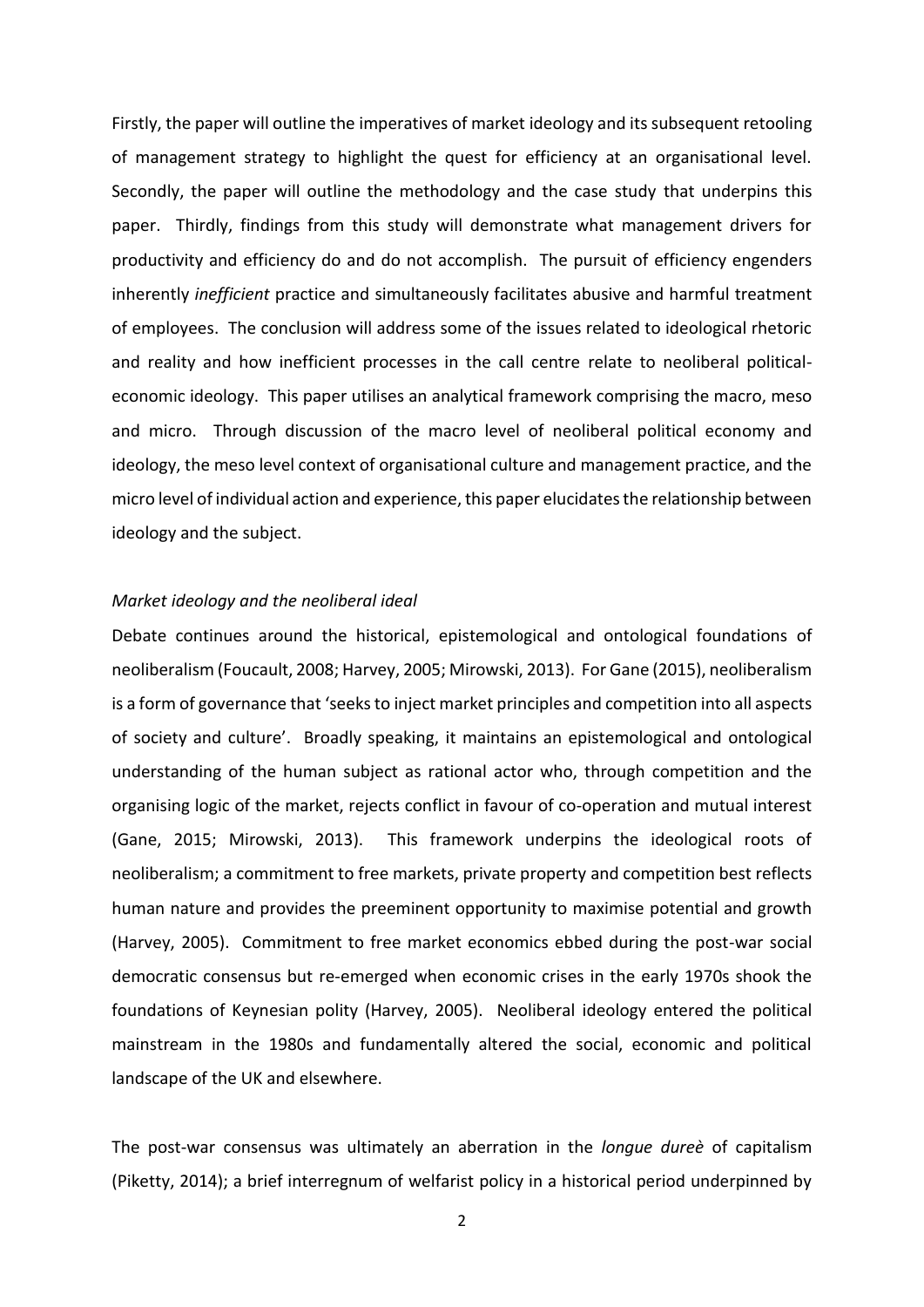Firstly, the paper will outline the imperatives of market ideology and its subsequent retooling of management strategy to highlight the quest for efficiency at an organisational level. Secondly, the paper will outline the methodology and the case study that underpins this paper. Thirdly, findings from this study will demonstrate what management drivers for productivity and efficiency do and do not accomplish. The pursuit of efficiency engenders inherently *inefficient* practice and simultaneously facilitates abusive and harmful treatment of employees. The conclusion will address some of the issues related to ideological rhetoric and reality and how inefficient processes in the call centre relate to neoliberal political-economic ideology. This paper utilises an analytical framework comprising the macro, meso and micro. Through discussion of the macro level of neoliberal political economy and ideology, the meso level context of organisational culture and management practice, and the micro level of individual action and experience, this paper elucidates the relationship between ideology and the subject.

*Market ideology and the neoliberal ideal*

Debate continues around the historical, epistemological and ontological foundations of neoliberalism (Foucault, 2008; Harvey, 2005; Mirowski, 2013). For Gane (2015), neoliberalism is a form of governance that 'seeks to inject market principles and competition into all aspects of society and culture'. Broadly speaking, it maintains an epistemological and ontological understanding of the human subject as rational actor who, through competition and the organising logic of the market, rejects conflict in favour of co-operation and mutual interest (Gane, 2015; Mirowski, 2013). This framework underpins the ideological roots of neoliberalism; a commitment to free markets, private property and competition best reflects human nature and provides the preeminent opportunity to maximise potential and growth (Harvey, 2005). Commitment to free market economics ebbed during the post-war social democratic consensus but re-emerged when economic crises in the early 1970s shook the foundations of Keynesian polity (Harvey, 2005). Neoliberal ideology entered the political mainstream in the 1980s and fundamentally altered the social, economic and political landscape of the UK and elsewhere.

The post-war consensus was ultimately an aberration in the *longue dureè* of capitalism (Piketty, 2014); a brief interregnum of welfarist policy in a historical period underpinned by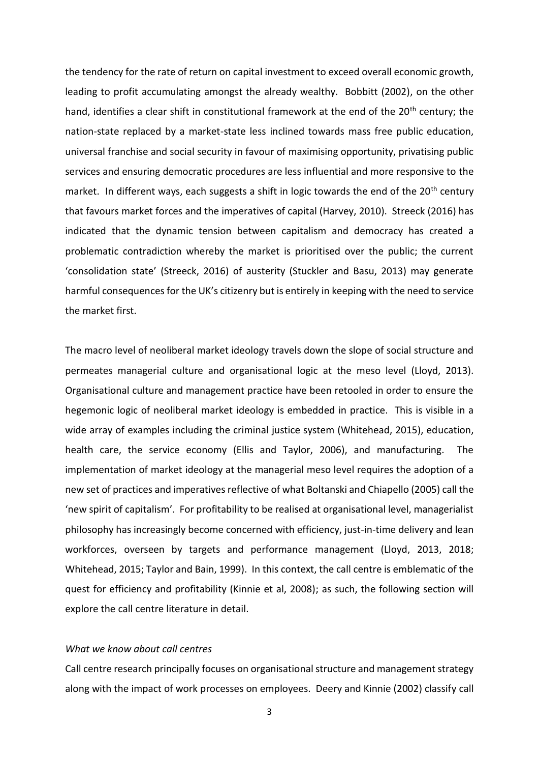the tendency for the rate of return on capital investment to exceed overall economic growth, leading to profit accumulating amongst the already wealthy. Bobbitt (2002), on the other hand, identifies a clear shift in constitutional framework at the end of the 20th century; the nation-state replaced by a market-state less inclined towards mass free public education, universal franchise and social security in favour of maximising opportunity, privatising public services and ensuring democratic procedures are less influential and more responsive to the market. In different ways, each suggests a shift in logic towards the end of the 20th century that favours market forces and the imperatives of capital (Harvey, 2010). Streeck (2016) has indicated that the dynamic tension between capitalism and democracy has created a problematic contradiction whereby the market is prioritised over the public; the current 'consolidation state' (Streeck, 2016) of austerity (Stuckler and Basu, 2013) may generate harmful consequences for the UK's citizenry but is entirely in keeping with the need to service the market first.

The macro level of neoliberal market ideology travels down the slope of social structure and permeates managerial culture and organisational logic at the meso level (Lloyd, 2013). Organisational culture and management practice have been retooled in order to ensure the hegemonic logic of neoliberal market ideology is embedded in practice. This is visible in a wide array of examples including the criminal justice system (Whitehead, 2015), education, health care, the service economy (Ellis and Taylor, 2006), and manufacturing. The implementation of market ideology at the managerial meso level requires the adoption of a new set of practices and imperatives reflective of what Boltanski and Chiapello (2005) call the 'new spirit of capitalism'. For profitability to be realised at organisational level, managerialist philosophy has increasingly become concerned with efficiency, just-in-time delivery and lean workforces, overseen by targets and performance management (Lloyd, 2013, 2018; Whitehead, 2015; Taylor and Bain, 1999). In this context, the call centre is emblematic of the quest for efficiency and profitability (Kinnie et al, 2008); as such, the following section will explore the call centre literature in detail.

*What we know about call centres*

Call centre research principally focuses on organisational structure and management strategy along with the impact of work processes on employees. Deery and Kinnie (2002) classify call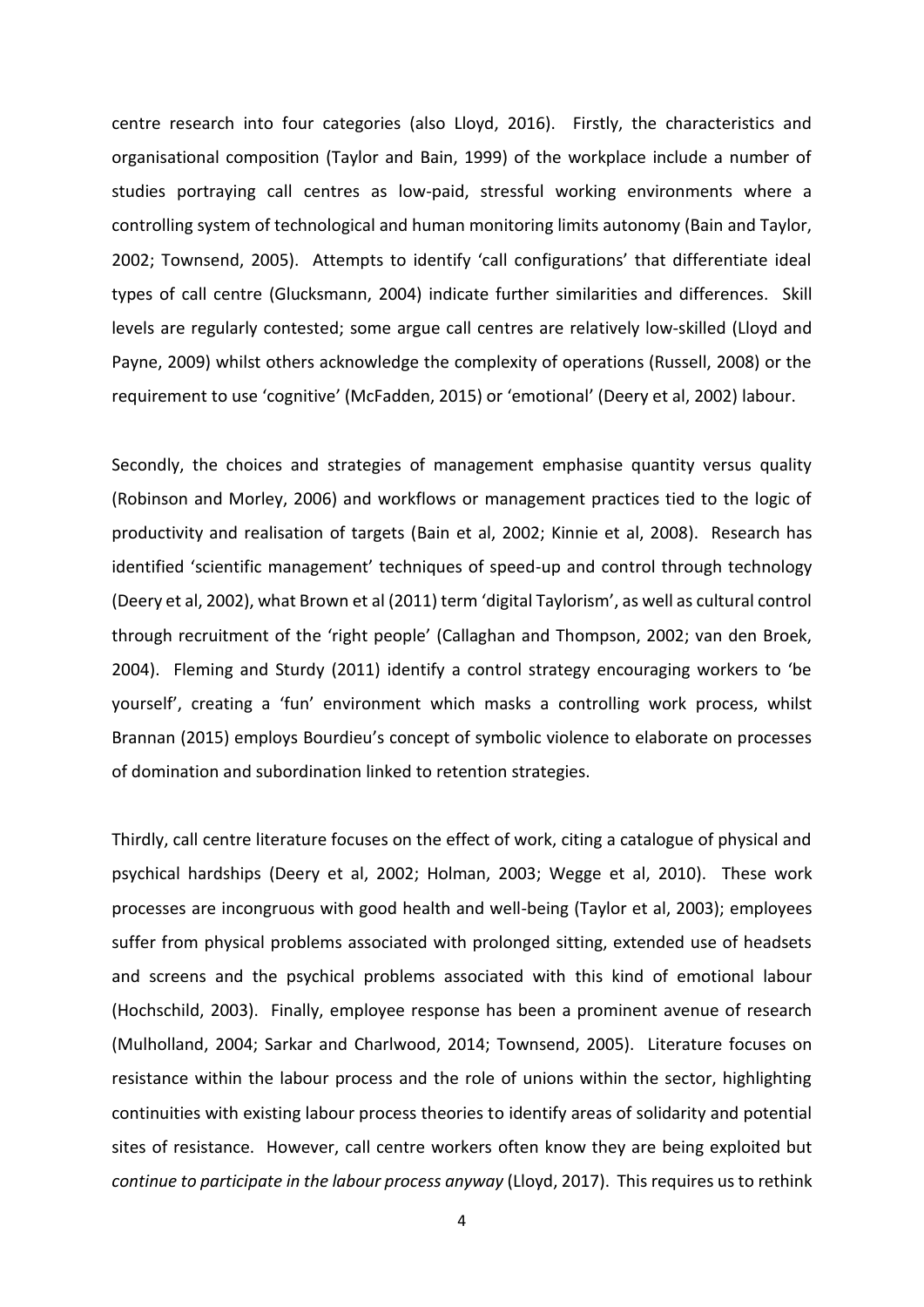centre research into four categories (also Lloyd, 2016). Firstly, the characteristics and organisational composition (Taylor and Bain, 1999) of the workplace include a number of studies portraying call centres as low-paid, stressful working environments where a controlling system of technological and human monitoring limits autonomy (Bain and Taylor, 2002; Townsend, 2005). Attempts to identify 'call configurations' that differentiate ideal types of call centre (Glucksmann, 2004) indicate further similarities and differences. Skill levels are regularly contested; some argue call centres are relatively low-skilled (Lloyd and Payne, 2009) whilst others acknowledge the complexity of operations (Russell, 2008) or the requirement to use 'cognitive' (McFadden, 2015) or 'emotional' (Deery et al, 2002) labour.

Secondly, the choices and strategies of management emphasise quantity versus quality (Robinson and Morley, 2006) and workflows or management practices tied to the logic of productivity and realisation of targets (Bain et al, 2002; Kinnie et al, 2008). Research has identified 'scientific management' techniques of speed-up and control through technology (Deery et al, 2002), what Brown et al (2011) term 'digital Taylorism', as well as cultural control through recruitment of the 'right people' (Callaghan and Thompson, 2002; van den Broek, 2004). Fleming and Sturdy (2011) identify a control strategy encouraging workers to 'be yourself', creating a 'fun' environment which masks a controlling work process, whilst Brannan (2015) employs Bourdieu's concept of symbolic violence to elaborate on processes of domination and subordination linked to retention strategies.

Thirdly, call centre literature focuses on the effect of work, citing a catalogue of physical and psychical hardships (Deery et al, 2002; Holman, 2003; Wegge et al, 2010). These work processes are incongruous with good health and well-being (Taylor et al, 2003); employees suffer from physical problems associated with prolonged sitting, extended use of headsets and screens and the psychical problems associated with this kind of emotional labour (Hochschild, 2003). Finally, employee response has been a prominent avenue of research (Mulholland, 2004; Sarkar and Charlwood, 2014; Townsend, 2005). Literature focuses on resistance within the labour process and the role of unions within the sector, highlighting continuities with existing labour process theories to identify areas of solidarity and potential sites of resistance. However, call centre workers often know they are being exploited but *continue to participate in the labour process anyway* (Lloyd, 2017). This requires us to rethink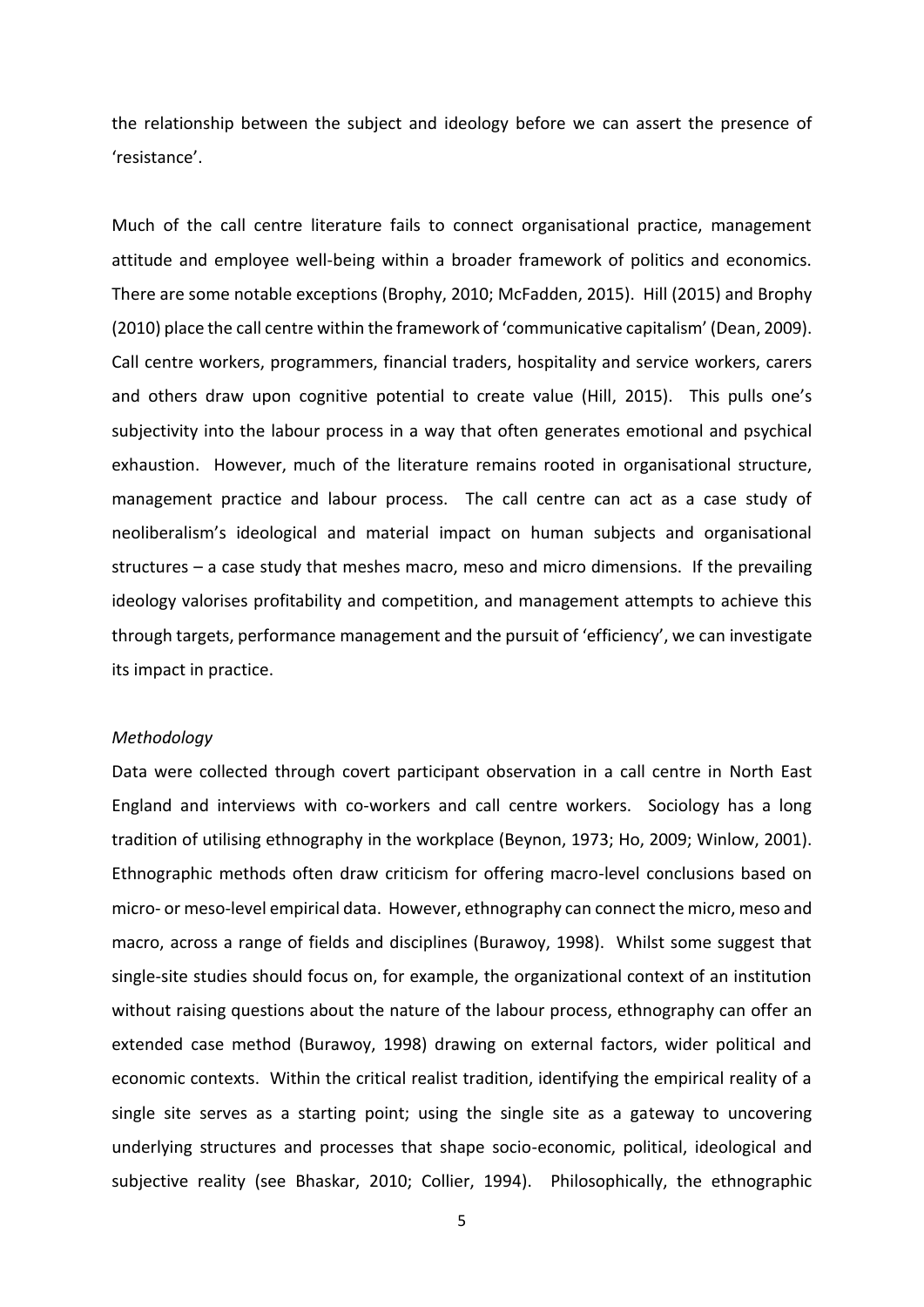the relationship between the subject and ideology before we can assert the presence of 'resistance'.

Much of the call centre literature fails to connect organisational practice, management attitude and employee well-being within a broader framework of politics and economics. There are some notable exceptions (Brophy, 2010; McFadden, 2015). Hill (2015) and Brophy (2010) place the call centre within the framework of 'communicative capitalism' (Dean, 2009). Call centre workers, programmers, financial traders, hospitality and service workers, carers and others draw upon cognitive potential to create value (Hill, 2015). This pulls one's subjectivity into the labour process in a way that often generates emotional and psychical exhaustion. However, much of the literature remains rooted in organisational structure, management practice and labour process. The call centre can act as a case study of neoliberalism's ideological and material impact on human subjects and organisational structures – a case study that meshes macro, meso and micro dimensions. If the prevailing ideology valorises profitability and competition, and management attempts to achieve this through targets, performance management and the pursuit of 'efficiency', we can investigate its impact in practice.

*Methodology*

Data were collected through covert participant observation in a call centre in North East England and interviews with co-workers and call centre workers. Sociology has a long tradition of utilising ethnography in the workplace (Beynon, 1973; Ho, 2009; Winlow, 2001). Ethnographic methods often draw criticism for offering macro-level conclusions based on micro- or meso-level empirical data. However, ethnography can connect the micro, meso and macro, across a range of fields and disciplines (Burawoy, 1998). Whilst some suggest that single-site studies should focus on, for example, the organizational context of an institution without raising questions about the nature of the labour process, ethnography can offer an extended case method (Burawoy, 1998) drawing on external factors, wider political and economic contexts. Within the critical realist tradition, identifying the empirical reality of a single site serves as a starting point; using the single site as a gateway to uncovering underlying structures and processes that shape socio-economic, political, ideological and subjective reality (see Bhaskar, 2010; Collier, 1994). Philosophically, the ethnographic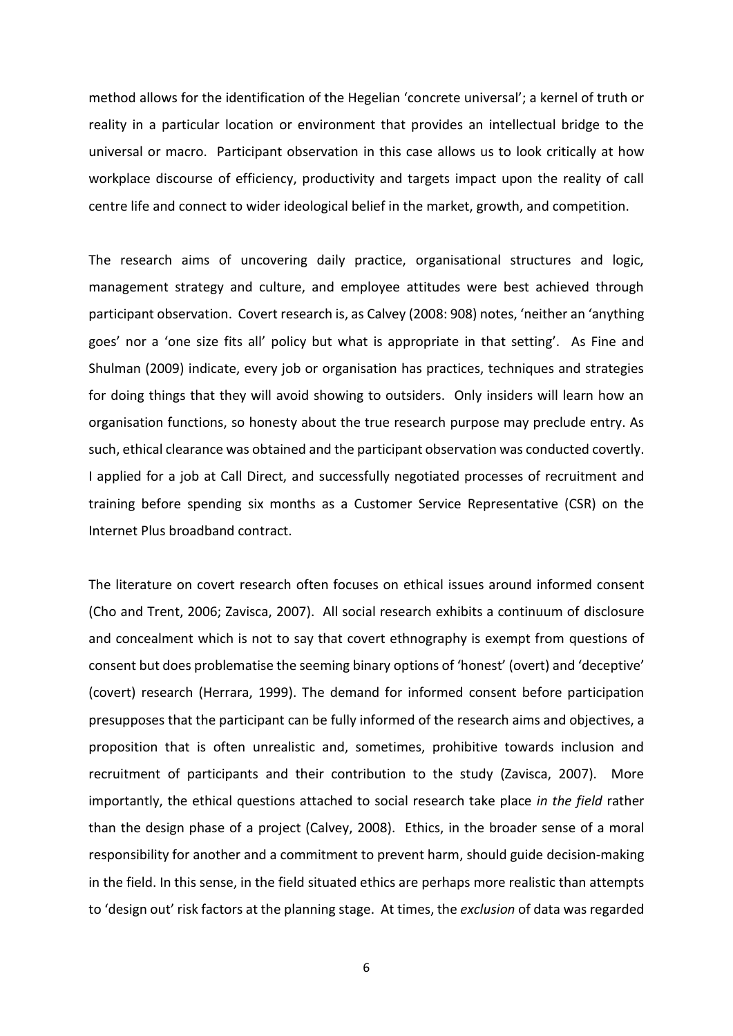method allows for the identification of the Hegelian 'concrete universal'; a kernel of truth or reality in a particular location or environment that provides an intellectual bridge to the universal or macro. Participant observation in this case allows us to look critically at how workplace discourse of efficiency, productivity and targets impact upon the reality of call centre life and connect to wider ideological belief in the market, growth, and competition.

The research aims of uncovering daily practice, organisational structures and logic, management strategy and culture, and employee attitudes were best achieved through participant observation. Covert research is, as Calvey (2008: 908) notes, 'neither an 'anything goes' nor a 'one size fits all' policy but what is appropriate in that setting'. As Fine and Shulman (2009) indicate, every job or organisation has practices, techniques and strategies for doing things that they will avoid showing to outsiders. Only insiders will learn how an organisation functions, so honesty about the true research purpose may preclude entry. As such, ethical clearance was obtained and the participant observation was conducted covertly. I applied for a job at Call Direct, and successfully negotiated processes of recruitment and training before spending six months as a Customer Service Representative (CSR) on the Internet Plus broadband contract.

The literature on covert research often focuses on ethical issues around informed consent (Cho and Trent, 2006; Zavisca, 2007). All social research exhibits a continuum of disclosure and concealment which is not to say that covert ethnography is exempt from questions of consent but does problematise the seeming binary options of 'honest' (overt) and 'deceptive' (covert) research (Herrara, 1999). The demand for informed consent before participation presupposes that the participant can be fully informed of the research aims and objectives, a proposition that is often unrealistic and, sometimes, prohibitive towards inclusion and recruitment of participants and their contribution to the study (Zavisca, 2007). More importantly, the ethical questions attached to social research take place *in the field* rather than the design phase of a project (Calvey, 2008). Ethics, in the broader sense of a moral responsibility for another and a commitment to prevent harm, should guide decision-making in the field. In this sense, in the field situated ethics are perhaps more realistic than attempts to 'design out' risk factors at the planning stage. At times, the *exclusion* of data was regarded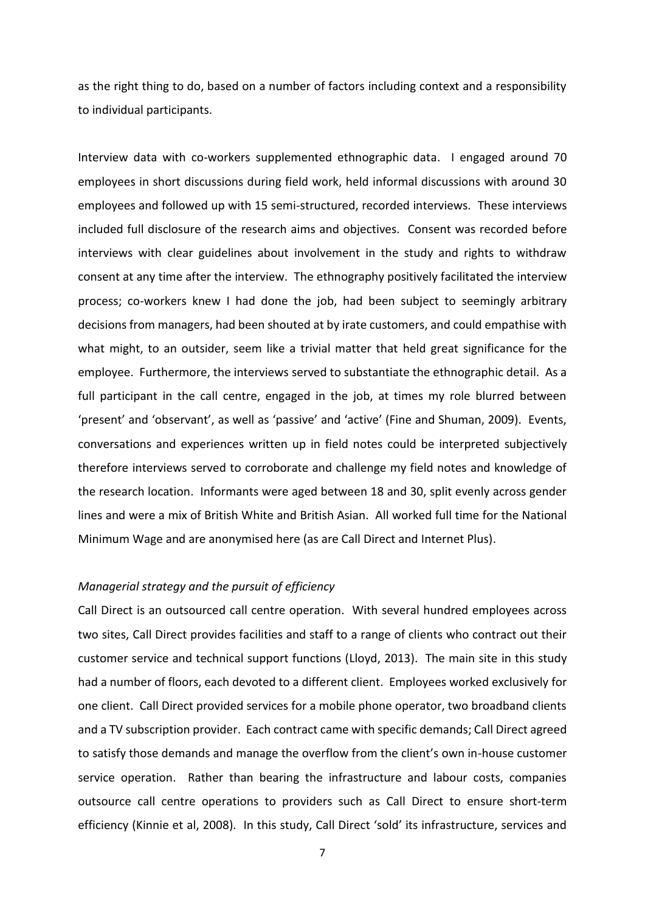as the right thing to do, based on a number of factors including context and a responsibility to individual participants.

Interview data with co-workers supplemented ethnographic data. I engaged around 70 employees in short discussions during field work, held informal discussions with around 30 employees and followed up with 15 semi-structured, recorded interviews. These interviews included full disclosure of the research aims and objectives. Consent was recorded before interviews with clear guidelines about involvement in the study and rights to withdraw consent at any time after the interview. The ethnography positively facilitated the interview process; co-workers knew I had done the job, had been subject to seemingly arbitrary decisions from managers, had been shouted at by irate customers, and could empathise with what might, to an outsider, seem like a trivial matter that held great significance for the employee. Furthermore, the interviews served to substantiate the ethnographic detail. As a full participant in the call centre, engaged in the job, at times my role blurred between 'present' and 'observant', as well as 'passive' and 'active' (Fine and Shuman, 2009). Events, conversations and experiences written up in field notes could be interpreted subjectively therefore interviews served to corroborate and challenge my field notes and knowledge of the research location. Informants were aged between 18 and 30, split evenly across gender lines and were a mix of British White and British Asian. All worked full time for the National Minimum Wage and are anonymised here (as are Call Direct and Internet Plus).

*Managerial strategy and the pursuit of efficiency*

Call Direct is an outsourced call centre operation. With several hundred employees across two sites, Call Direct provides facilities and staff to a range of clients who contract out their customer service and technical support functions (Lloyd, 2013). The main site in this study had a number of floors, each devoted to a different client. Employees worked exclusively for one client. Call Direct provided services for a mobile phone operator, two broadband clients and a TV subscription provider. Each contract came with specific demands; Call Direct agreed to satisfy those demands and manage the overflow from the client's own in-house customer service operation. Rather than bearing the infrastructure and labour costs, companies outsource call centre operations to providers such as Call Direct to ensure short-term efficiency (Kinnie et al, 2008). In this study, Call Direct 'sold' its infrastructure, services and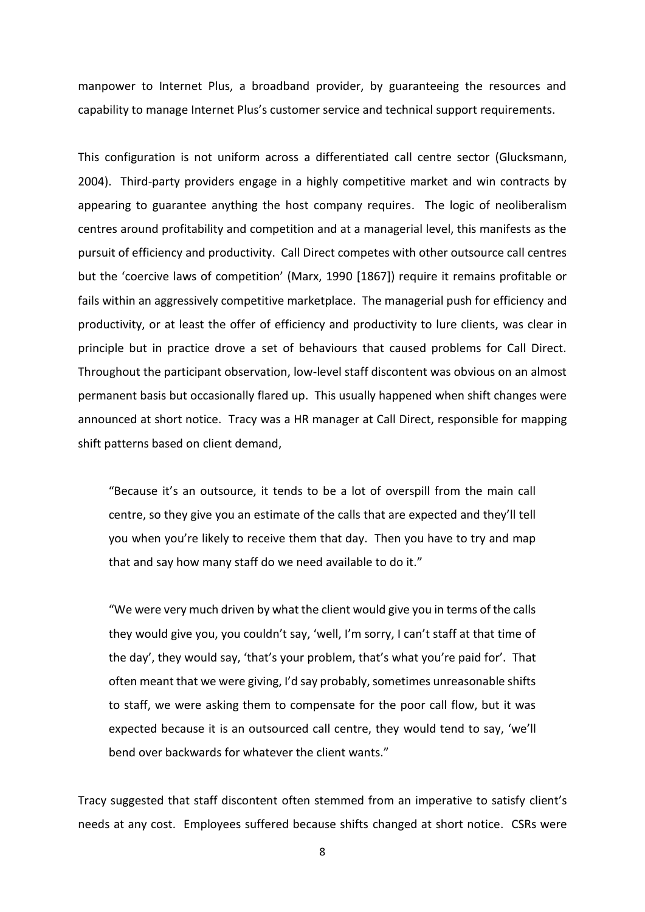manpower to Internet Plus, a broadband provider, by guaranteeing the resources and capability to manage Internet Plus's customer service and technical support requirements.

This configuration is not uniform across a differentiated call centre sector (Glucksmann, 2004). Third-party providers engage in a highly competitive market and win contracts by appearing to guarantee anything the host company requires. The logic of neoliberalism centres around profitability and competition and at a managerial level, this manifests as the pursuit of efficiency and productivity. Call Direct competes with other outsource call centres but the 'coercive laws of competition' (Marx, 1990 [1867]) require it remains profitable or fails within an aggressively competitive marketplace. The managerial push for efficiency and productivity, or at least the offer of efficiency and productivity to lure clients, was clear in principle but in practice drove a set of behaviours that caused problems for Call Direct. Throughout the participant observation, low-level staff discontent was obvious on an almost permanent basis but occasionally flared up. This usually happened when shift changes were announced at short notice. Tracy was a HR manager at Call Direct, responsible for mapping shift patterns based on client demand,

> "Because it's an outsource, it tends to be a lot of overspill from the main call centre, so they give you an estimate of the calls that are expected and they'll tell you when you're likely to receive them that day. Then you have to try and map that and say how many staff do we need available to do it."

> "We were very much driven by what the client would give you in terms of the calls they would give you, you couldn't say, 'well, I'm sorry, I can't staff at that time of the day', they would say, 'that's your problem, that's what you're paid for'. That often meant that we were giving, I'd say probably, sometimes unreasonable shifts to staff, we were asking them to compensate for the poor call flow, but it was expected because it is an outsourced call centre, they would tend to say, 'we'll bend over backwards for whatever the client wants."

Tracy suggested that staff discontent often stemmed from an imperative to satisfy client's needs at any cost. Employees suffered because shifts changed at short notice. CSRs were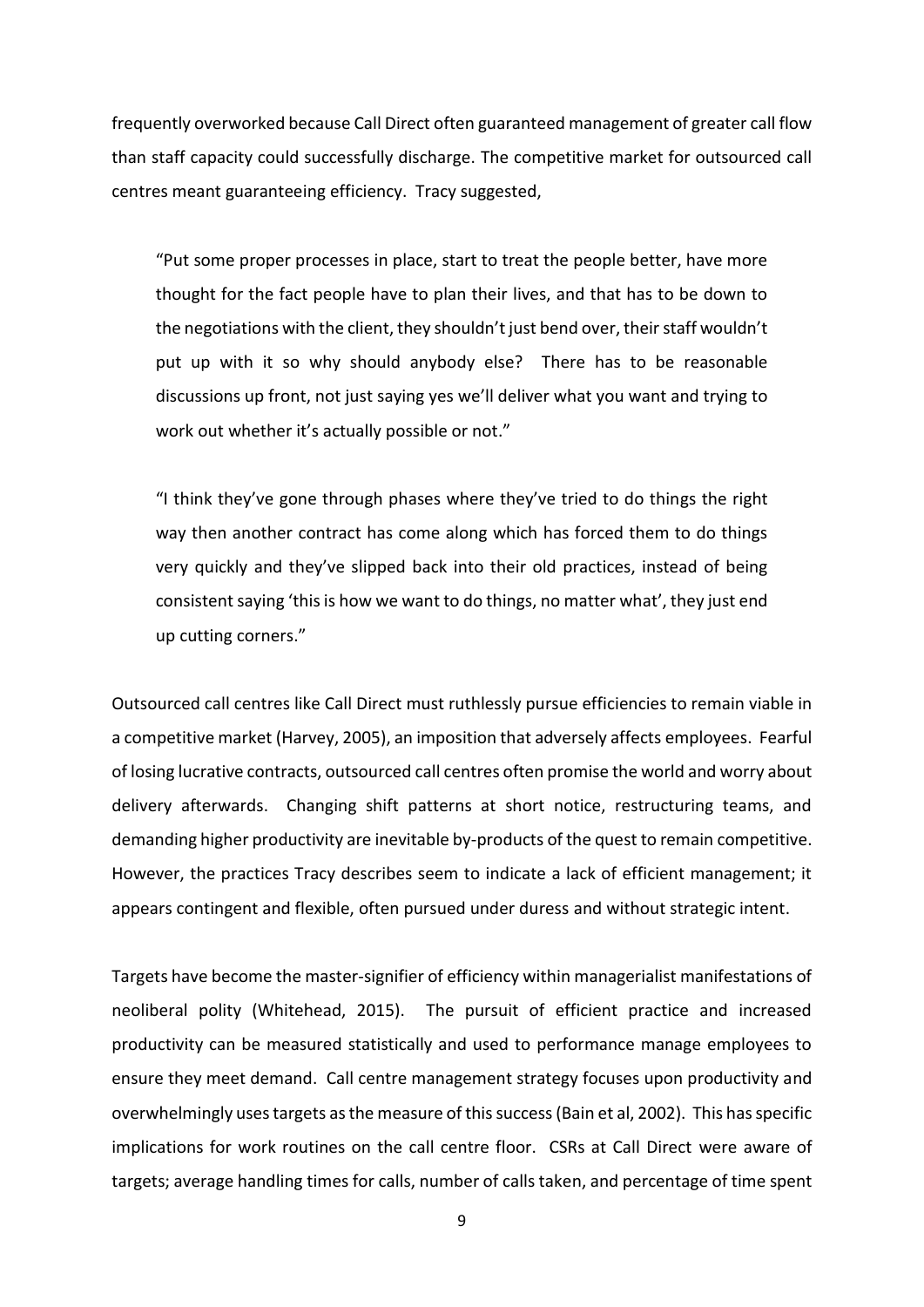frequently overworked because Call Direct often guaranteed management of greater call flow than staff capacity could successfully discharge. The competitive market for outsourced call centres meant guaranteeing efficiency. Tracy suggested,

> "Put some proper processes in place, start to treat the people better, have more thought for the fact people have to plan their lives, and that has to be down to the negotiations with the client, they shouldn't just bend over, their staff wouldn't put up with it so why should anybody else? There has to be reasonable discussions up front, not just saying yes we'll deliver what you want and trying to work out whether it's actually possible or not."

> "I think they've gone through phases where they've tried to do things the right way then another contract has come along which has forced them to do things very quickly and they've slipped back into their old practices, instead of being consistent saying 'this is how we want to do things, no matter what', they just end up cutting corners."

Outsourced call centres like Call Direct must ruthlessly pursue efficiencies to remain viable in a competitive market (Harvey, 2005), an imposition that adversely affects employees. Fearful of losing lucrative contracts, outsourced call centres often promise the world and worry about delivery afterwards. Changing shift patterns at short notice, restructuring teams, and demanding higher productivity are inevitable by-products of the quest to remain competitive. However, the practices Tracy describes seem to indicate a lack of efficient management; it appears contingent and flexible, often pursued under duress and without strategic intent.

Targets have become the master-signifier of efficiency within managerialist manifestations of neoliberal polity (Whitehead, 2015). The pursuit of efficient practice and increased productivity can be measured statistically and used to performance manage employees to ensure they meet demand. Call centre management strategy focuses upon productivity and overwhelmingly uses targets as the measure of this success (Bain et al, 2002). This has specific implications for work routines on the call centre floor. CSRs at Call Direct were aware of targets; average handling times for calls, number of calls taken, and percentage of time spent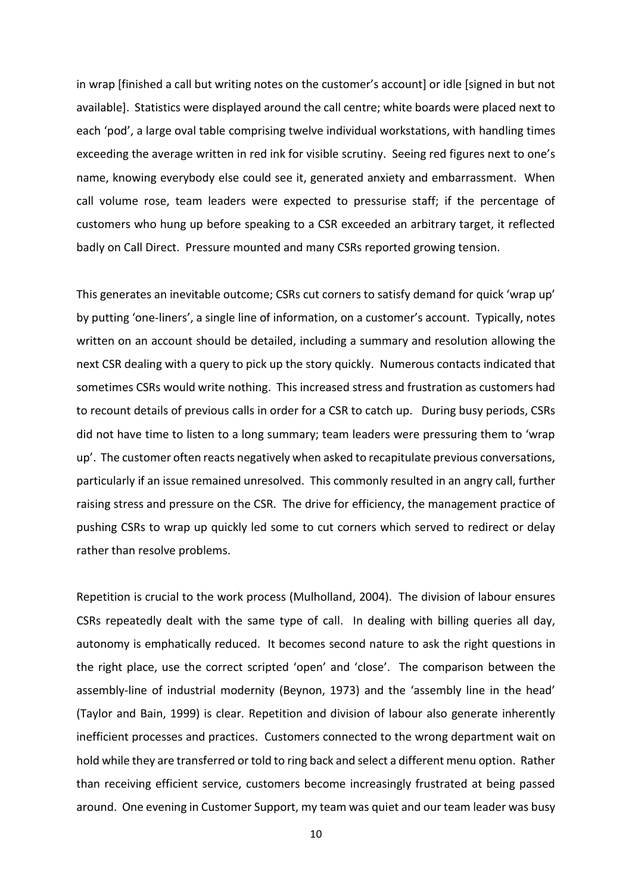in wrap [finished a call but writing notes on the customer's account] or idle [signed in but not available]. Statistics were displayed around the call centre; white boards were placed next to each 'pod', a large oval table comprising twelve individual workstations, with handling times exceeding the average written in red ink for visible scrutiny. Seeing red figures next to one's name, knowing everybody else could see it, generated anxiety and embarrassment. When call volume rose, team leaders were expected to pressurise staff; if the percentage of customers who hung up before speaking to a CSR exceeded an arbitrary target, it reflected badly on Call Direct. Pressure mounted and many CSRs reported growing tension.

This generates an inevitable outcome; CSRs cut corners to satisfy demand for quick 'wrap up' by putting 'one-liners', a single line of information, on a customer's account. Typically, notes written on an account should be detailed, including a summary and resolution allowing the next CSR dealing with a query to pick up the story quickly. Numerous contacts indicated that sometimes CSRs would write nothing. This increased stress and frustration as customers had to recount details of previous calls in order for a CSR to catch up. During busy periods, CSRs did not have time to listen to a long summary; team leaders were pressuring them to 'wrap up'. The customer often reacts negatively when asked to recapitulate previous conversations, particularly if an issue remained unresolved. This commonly resulted in an angry call, further raising stress and pressure on the CSR. The drive for efficiency, the management practice of pushing CSRs to wrap up quickly led some to cut corners which served to redirect or delay rather than resolve problems.

Repetition is crucial to the work process (Mulholland, 2004). The division of labour ensures CSRs repeatedly dealt with the same type of call. In dealing with billing queries all day, autonomy is emphatically reduced. It becomes second nature to ask the right questions in the right place, use the correct scripted 'open' and 'close'. The comparison between the assembly-line of industrial modernity (Beynon, 1973) and the 'assembly line in the head' (Taylor and Bain, 1999) is clear. Repetition and division of labour also generate inherently inefficient processes and practices. Customers connected to the wrong department wait on hold while they are transferred or told to ring back and select a different menu option. Rather than receiving efficient service, customers become increasingly frustrated at being passed around. One evening in Customer Support, my team was quiet and our team leader was busy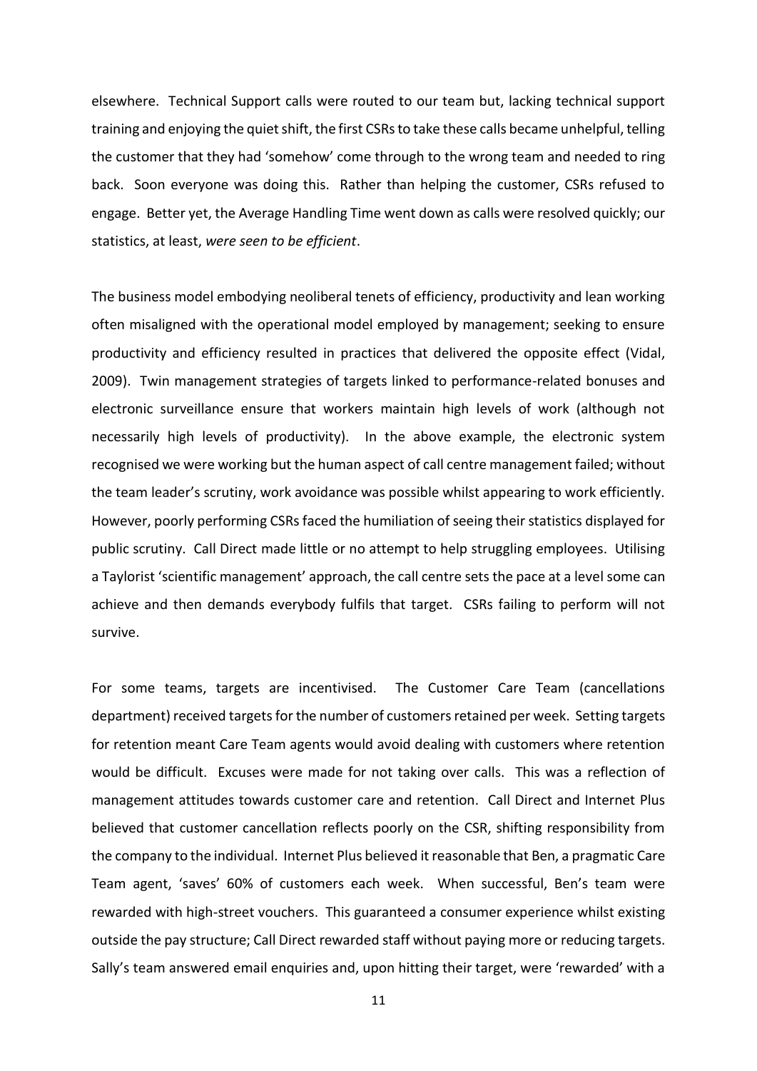elsewhere. Technical Support calls were routed to our team but, lacking technical support training and enjoying the quiet shift, the first CSRs to take these calls became unhelpful, telling the customer that they had 'somehow' come through to the wrong team and needed to ring back. Soon everyone was doing this. Rather than helping the customer, CSRs refused to engage. Better yet, the Average Handling Time went down as calls were resolved quickly; our statistics, at least, *were seen to be efficient*.

The business model embodying neoliberal tenets of efficiency, productivity and lean working often misaligned with the operational model employed by management; seeking to ensure productivity and efficiency resulted in practices that delivered the opposite effect (Vidal, 2009). Twin management strategies of targets linked to performance-related bonuses and electronic surveillance ensure that workers maintain high levels of work (although not necessarily high levels of productivity). In the above example, the electronic system recognised we were working but the human aspect of call centre management failed; without the team leader's scrutiny, work avoidance was possible whilst appearing to work efficiently. However, poorly performing CSRs faced the humiliation of seeing their statistics displayed for public scrutiny. Call Direct made little or no attempt to help struggling employees. Utilising a Taylorist 'scientific management' approach, the call centre sets the pace at a level some can achieve and then demands everybody fulfils that target. CSRs failing to perform will not survive.

For some teams, targets are incentivised. The Customer Care Team (cancellations department) received targets for the number of customers retained per week. Setting targets for retention meant Care Team agents would avoid dealing with customers where retention would be difficult. Excuses were made for not taking over calls. This was a reflection of management attitudes towards customer care and retention. Call Direct and Internet Plus believed that customer cancellation reflects poorly on the CSR, shifting responsibility from the company to the individual. Internet Plus believed it reasonable that Ben, a pragmatic Care Team agent, 'saves' 60% of customers each week. When successful, Ben's team were rewarded with high-street vouchers. This guaranteed a consumer experience whilst existing outside the pay structure; Call Direct rewarded staff without paying more or reducing targets. Sally's team answered email enquiries and, upon hitting their target, were 'rewarded' with a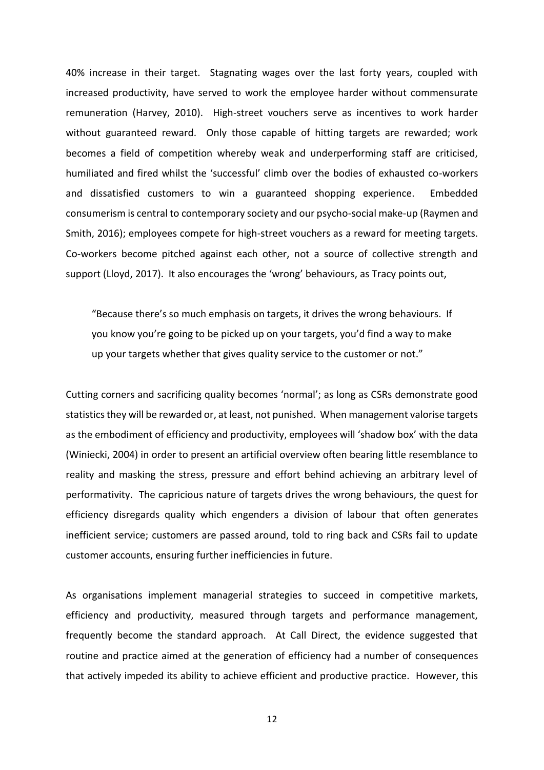40% increase in their target. Stagnating wages over the last forty years, coupled with increased productivity, have served to work the employee harder without commensurate remuneration (Harvey, 2010). High-street vouchers serve as incentives to work harder without guaranteed reward. Only those capable of hitting targets are rewarded; work becomes a field of competition whereby weak and underperforming staff are criticised, humiliated and fired whilst the 'successful' climb over the bodies of exhausted co-workers and dissatisfied customers to win a guaranteed shopping experience. Embedded consumerism is central to contemporary society and our psycho-social make-up (Raymen and Smith, 2016); employees compete for high-street vouchers as a reward for meeting targets. Co-workers become pitched against each other, not a source of collective strength and support (Lloyd, 2017). It also encourages the 'wrong' behaviours, as Tracy points out,

> "Because there's so much emphasis on targets, it drives the wrong behaviours. If you know you're going to be picked up on your targets, you'd find a way to make up your targets whether that gives quality service to the customer or not."

Cutting corners and sacrificing quality becomes 'normal'; as long as CSRs demonstrate good statistics they will be rewarded or, at least, not punished. When management valorise targets as the embodiment of efficiency and productivity, employees will 'shadow box' with the data (Winiecki, 2004) in order to present an artificial overview often bearing little resemblance to reality and masking the stress, pressure and effort behind achieving an arbitrary level of performativity. The capricious nature of targets drives the wrong behaviours, the quest for efficiency disregards quality which engenders a division of labour that often generates inefficient service; customers are passed around, told to ring back and CSRs fail to update customer accounts, ensuring further inefficiencies in future.

As organisations implement managerial strategies to succeed in competitive markets, efficiency and productivity, measured through targets and performance management, frequently become the standard approach. At Call Direct, the evidence suggested that routine and practice aimed at the generation of efficiency had a number of consequences that actively impeded its ability to achieve efficient and productive practice. However, this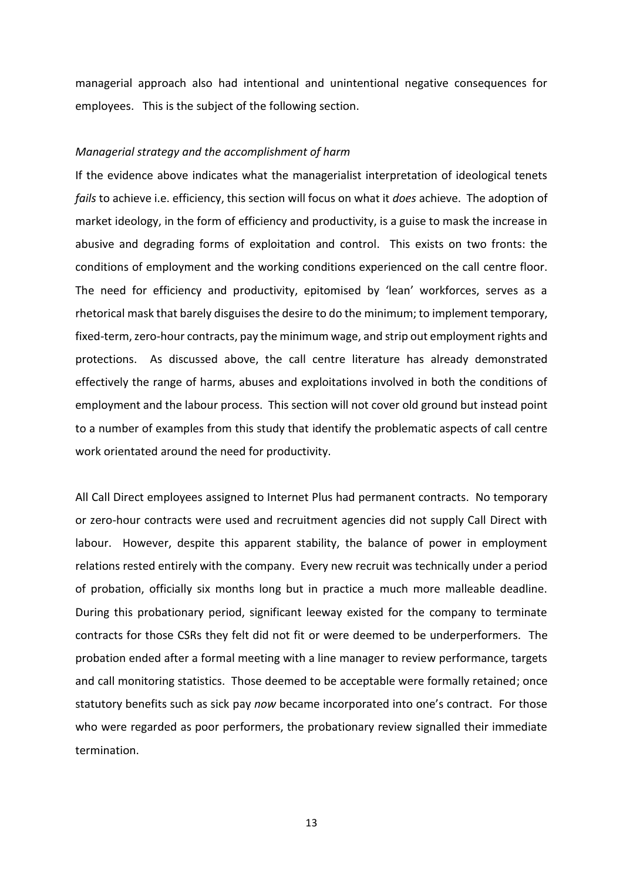managerial approach also had intentional and unintentional negative consequences for employees. This is the subject of the following section.

*Managerial strategy and the accomplishment of harm*

If the evidence above indicates what the managerialist interpretation of ideological tenets *fails* to achieve i.e. efficiency, this section will focus on what it *does* achieve. The adoption of market ideology, in the form of efficiency and productivity, is a guise to mask the increase in abusive and degrading forms of exploitation and control. This exists on two fronts: the conditions of employment and the working conditions experienced on the call centre floor. The need for efficiency and productivity, epitomised by 'lean' workforces, serves as a rhetorical mask that barely disguises the desire to do the minimum; to implement temporary, fixed-term, zero-hour contracts, pay the minimum wage, and strip out employment rights and protections. As discussed above, the call centre literature has already demonstrated effectively the range of harms, abuses and exploitations involved in both the conditions of employment and the labour process. This section will not cover old ground but instead point to a number of examples from this study that identify the problematic aspects of call centre work orientated around the need for productivity.

All Call Direct employees assigned to Internet Plus had permanent contracts. No temporary or zero-hour contracts were used and recruitment agencies did not supply Call Direct with labour. However, despite this apparent stability, the balance of power in employment relations rested entirely with the company. Every new recruit was technically under a period of probation, officially six months long but in practice a much more malleable deadline. During this probationary period, significant leeway existed for the company to terminate contracts for those CSRs they felt did not fit or were deemed to be underperformers. The probation ended after a formal meeting with a line manager to review performance, targets and call monitoring statistics. Those deemed to be acceptable were formally retained; once statutory benefits such as sick pay *now* became incorporated into one's contract. For those who were regarded as poor performers, the probationary review signalled their immediate termination.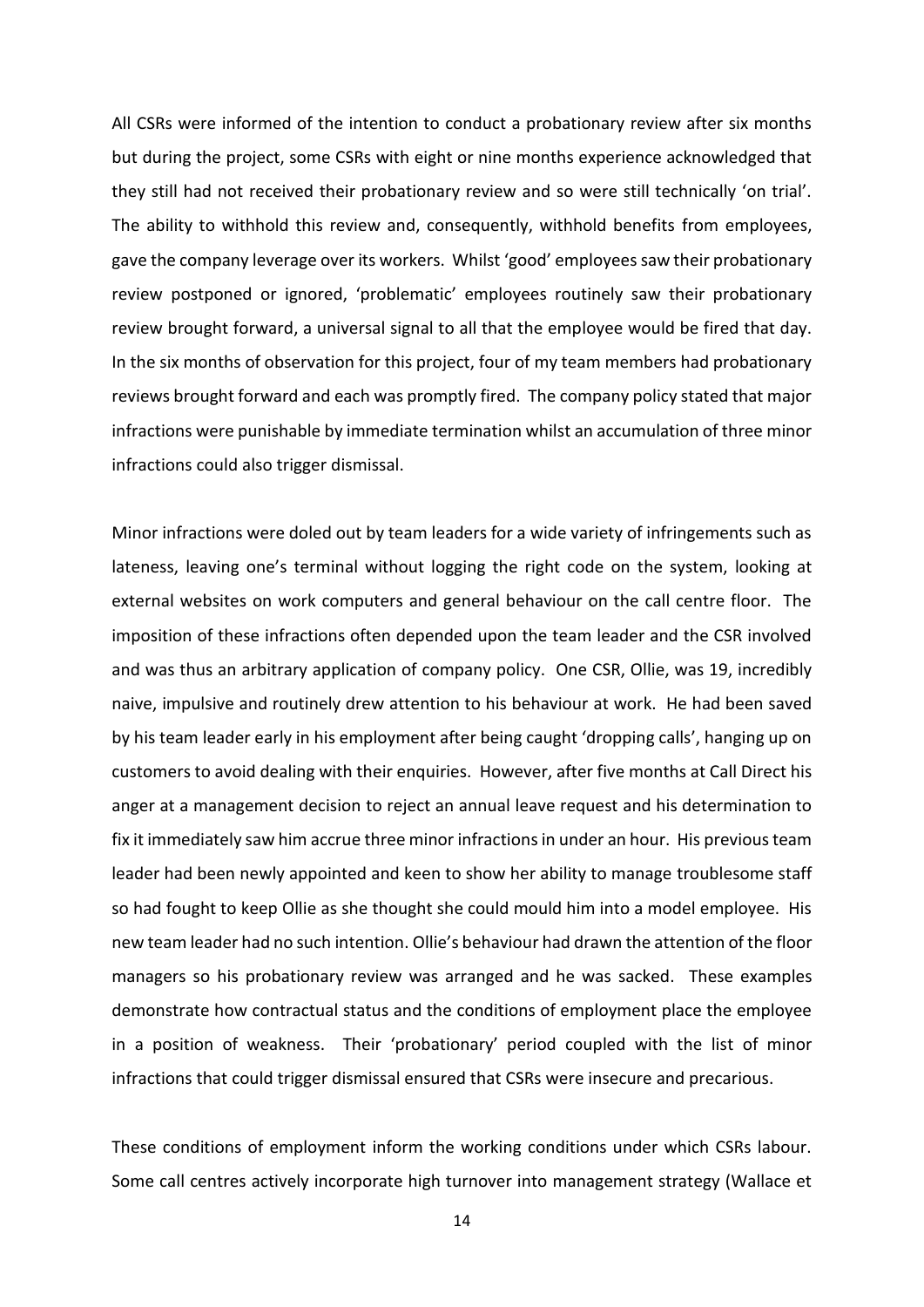All CSRs were informed of the intention to conduct a probationary review after six months but during the project, some CSRs with eight or nine months experience acknowledged that they still had not received their probationary review and so were still technically 'on trial'. The ability to withhold this review and, consequently, withhold benefits from employees, gave the company leverage over its workers. Whilst 'good' employees saw their probationary review postponed or ignored, 'problematic' employees routinely saw their probationary review brought forward, a universal signal to all that the employee would be fired that day. In the six months of observation for this project, four of my team members had probationary reviews brought forward and each was promptly fired. The company policy stated that major infractions were punishable by immediate termination whilst an accumulation of three minor infractions could also trigger dismissal.

Minor infractions were doled out by team leaders for a wide variety of infringements such as lateness, leaving one's terminal without logging the right code on the system, looking at external websites on work computers and general behaviour on the call centre floor. The imposition of these infractions often depended upon the team leader and the CSR involved and was thus an arbitrary application of company policy. One CSR, Ollie, was 19, incredibly naive, impulsive and routinely drew attention to his behaviour at work. He had been saved by his team leader early in his employment after being caught 'dropping calls', hanging up on customers to avoid dealing with their enquiries. However, after five months at Call Direct his anger at a management decision to reject an annual leave request and his determination to fix it immediately saw him accrue three minor infractions in under an hour. His previous team leader had been newly appointed and keen to show her ability to manage troublesome staff so had fought to keep Ollie as she thought she could mould him into a model employee. His new team leader had no such intention. Ollie's behaviour had drawn the attention of the floor managers so his probationary review was arranged and he was sacked. These examples demonstrate how contractual status and the conditions of employment place the employee in a position of weakness. Their 'probationary' period coupled with the list of minor infractions that could trigger dismissal ensured that CSRs were insecure and precarious.

These conditions of employment inform the working conditions under which CSRs labour. Some call centres actively incorporate high turnover into management strategy (Wallace et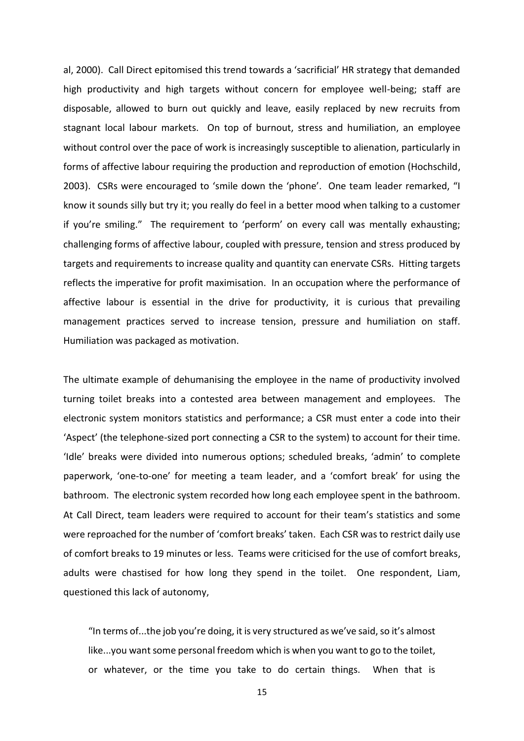al, 2000). Call Direct epitomised this trend towards a 'sacrificial' HR strategy that demanded high productivity and high targets without concern for employee well-being; staff are disposable, allowed to burn out quickly and leave, easily replaced by new recruits from stagnant local labour markets. On top of burnout, stress and humiliation, an employee without control over the pace of work is increasingly susceptible to alienation, particularly in forms of affective labour requiring the production and reproduction of emotion (Hochschild, 2003). CSRs were encouraged to 'smile down the 'phone'. One team leader remarked, "I know it sounds silly but try it; you really do feel in a better mood when talking to a customer if you're smiling." The requirement to 'perform' on every call was mentally exhausting; challenging forms of affective labour, coupled with pressure, tension and stress produced by targets and requirements to increase quality and quantity can enervate CSRs. Hitting targets reflects the imperative for profit maximisation. In an occupation where the performance of affective labour is essential in the drive for productivity, it is curious that prevailing management practices served to increase tension, pressure and humiliation on staff. Humiliation was packaged as motivation.

The ultimate example of dehumanising the employee in the name of productivity involved turning toilet breaks into a contested area between management and employees. The electronic system monitors statistics and performance; a CSR must enter a code into their 'Aspect' (the telephone-sized port connecting a CSR to the system) to account for their time. 'Idle' breaks were divided into numerous options; scheduled breaks, 'admin' to complete paperwork, 'one-to-one' for meeting a team leader, and a 'comfort break' for using the bathroom. The electronic system recorded how long each employee spent in the bathroom. At Call Direct, team leaders were required to account for their team's statistics and some were reproached for the number of 'comfort breaks' taken. Each CSR was to restrict daily use of comfort breaks to 19 minutes or less. Teams were criticised for the use of comfort breaks, adults were chastised for how long they spend in the toilet. One respondent, Liam, questioned this lack of autonomy,

> "In terms of...the job you're doing, it is very structured as we've said, so it's almost like...you want some personal freedom which is when you want to go to the toilet, or whatever, or the time you take to do certain things. When that is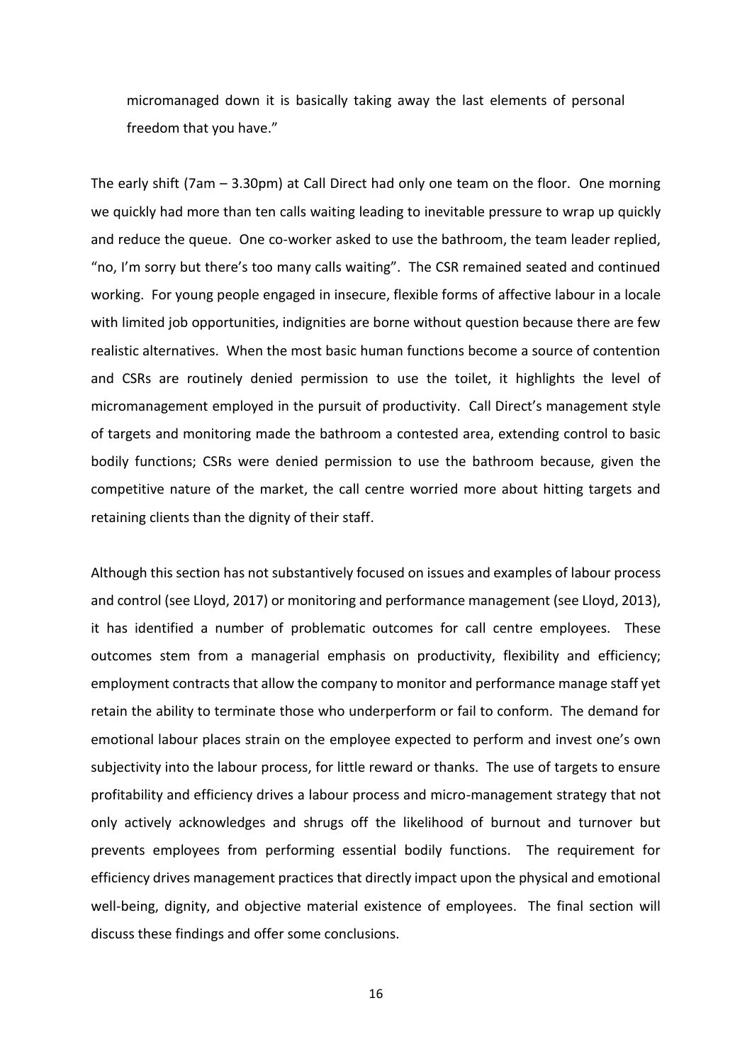micromanaged down it is basically taking away the last elements of personal freedom that you have."

The early shift (7am – 3.30pm) at Call Direct had only one team on the floor. One morning we quickly had more than ten calls waiting leading to inevitable pressure to wrap up quickly and reduce the queue. One co-worker asked to use the bathroom, the team leader replied, "no, I'm sorry but there's too many calls waiting". The CSR remained seated and continued working. For young people engaged in insecure, flexible forms of affective labour in a locale with limited job opportunities, indignities are borne without question because there are few realistic alternatives. When the most basic human functions become a source of contention and CSRs are routinely denied permission to use the toilet, it highlights the level of micromanagement employed in the pursuit of productivity. Call Direct's management style of targets and monitoring made the bathroom a contested area, extending control to basic bodily functions; CSRs were denied permission to use the bathroom because, given the competitive nature of the market, the call centre worried more about hitting targets and retaining clients than the dignity of their staff.

Although this section has not substantively focused on issues and examples of labour process and control (see Lloyd, 2017) or monitoring and performance management (see Lloyd, 2013), it has identified a number of problematic outcomes for call centre employees. These outcomes stem from a managerial emphasis on productivity, flexibility and efficiency; employment contracts that allow the company to monitor and performance manage staff yet retain the ability to terminate those who underperform or fail to conform. The demand for emotional labour places strain on the employee expected to perform and invest one's own subjectivity into the labour process, for little reward or thanks. The use of targets to ensure profitability and efficiency drives a labour process and micro-management strategy that not only actively acknowledges and shrugs off the likelihood of burnout and turnover but prevents employees from performing essential bodily functions. The requirement for efficiency drives management practices that directly impact upon the physical and emotional well-being, dignity, and objective material existence of employees. The final section will discuss these findings and offer some conclusions.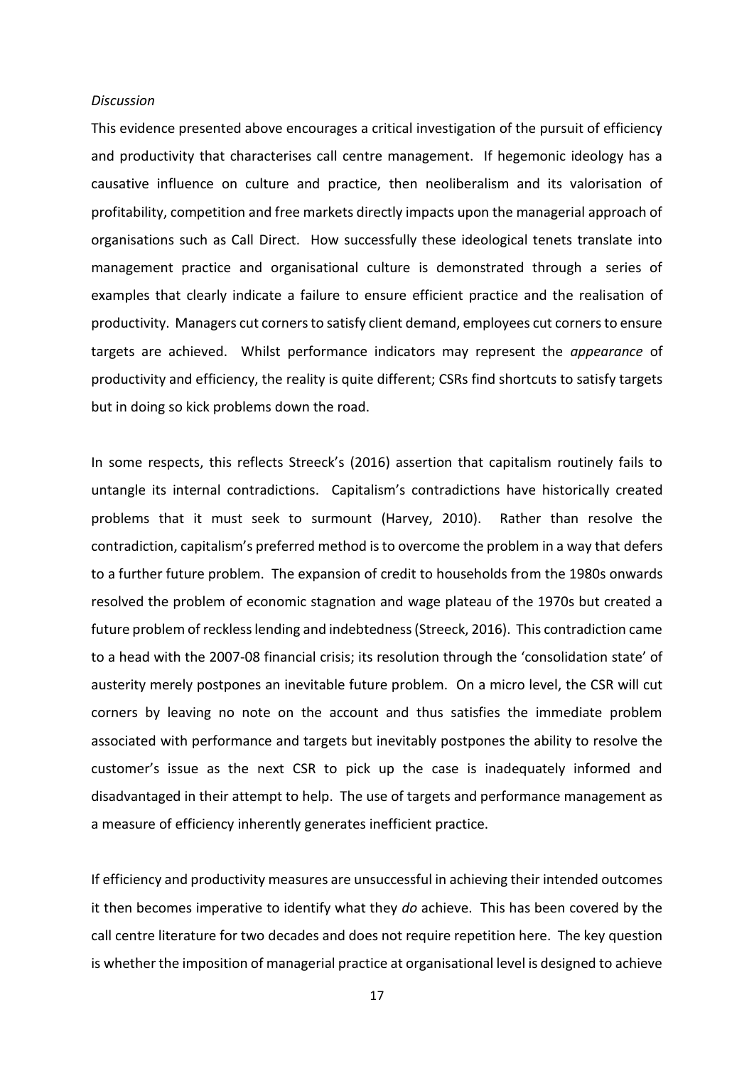*Discussion*

This evidence presented above encourages a critical investigation of the pursuit of efficiency and productivity that characterises call centre management. If hegemonic ideology has a causative influence on culture and practice, then neoliberalism and its valorisation of profitability, competition and free markets directly impacts upon the managerial approach of organisations such as Call Direct. How successfully these ideological tenets translate into management practice and organisational culture is demonstrated through a series of examples that clearly indicate a failure to ensure efficient practice and the realisation of productivity. Managers cut corners to satisfy client demand, employees cut corners to ensure targets are achieved. Whilst performance indicators may represent the *appearance* of productivity and efficiency, the reality is quite different; CSRs find shortcuts to satisfy targets but in doing so kick problems down the road.

In some respects, this reflects Streeck's (2016) assertion that capitalism routinely fails to untangle its internal contradictions. Capitalism's contradictions have historically created problems that it must seek to surmount (Harvey, 2010). Rather than resolve the contradiction, capitalism's preferred method is to overcome the problem in a way that defers to a further future problem. The expansion of credit to households from the 1980s onwards resolved the problem of economic stagnation and wage plateau of the 1970s but created a future problem of reckless lending and indebtedness (Streeck, 2016). This contradiction came to a head with the 2007-08 financial crisis; its resolution through the 'consolidation state' of austerity merely postpones an inevitable future problem. On a micro level, the CSR will cut corners by leaving no note on the account and thus satisfies the immediate problem associated with performance and targets but inevitably postpones the ability to resolve the customer's issue as the next CSR to pick up the case is inadequately informed and disadvantaged in their attempt to help. The use of targets and performance management as a measure of efficiency inherently generates inefficient practice.

If efficiency and productivity measures are unsuccessful in achieving their intended outcomes it then becomes imperative to identify what they *do* achieve. This has been covered by the call centre literature for two decades and does not require repetition here. The key question is whether the imposition of managerial practice at organisational level is designed to achieve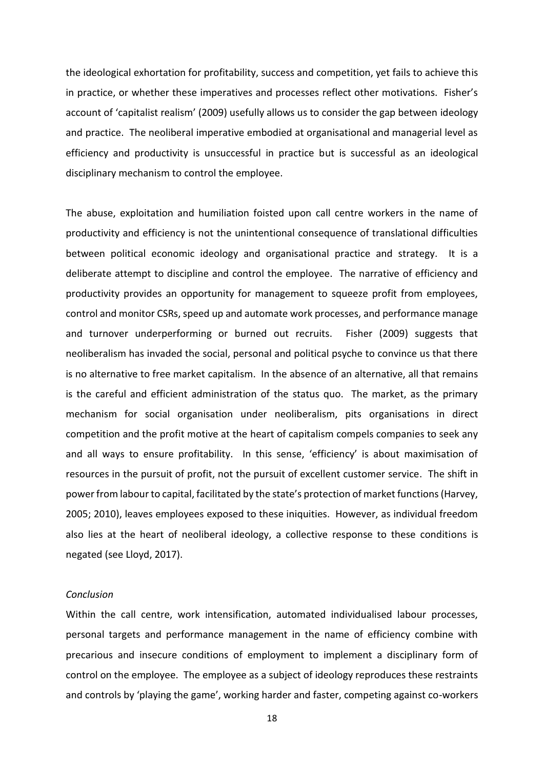the ideological exhortation for profitability, success and competition, yet fails to achieve this in practice, or whether these imperatives and processes reflect other motivations. Fisher's account of 'capitalist realism' (2009) usefully allows us to consider the gap between ideology and practice. The neoliberal imperative embodied at organisational and managerial level as efficiency and productivity is unsuccessful in practice but is successful as an ideological disciplinary mechanism to control the employee.

The abuse, exploitation and humiliation foisted upon call centre workers in the name of productivity and efficiency is not the unintentional consequence of translational difficulties between political economic ideology and organisational practice and strategy. It is a deliberate attempt to discipline and control the employee. The narrative of efficiency and productivity provides an opportunity for management to squeeze profit from employees, control and monitor CSRs, speed up and automate work processes, and performance manage and turnover underperforming or burned out recruits. Fisher (2009) suggests that neoliberalism has invaded the social, personal and political psyche to convince us that there is no alternative to free market capitalism. In the absence of an alternative, all that remains is the careful and efficient administration of the status quo. The market, as the primary mechanism for social organisation under neoliberalism, pits organisations in direct competition and the profit motive at the heart of capitalism compels companies to seek any and all ways to ensure profitability. In this sense, 'efficiency' is about maximisation of resources in the pursuit of profit, not the pursuit of excellent customer service. The shift in power from labour to capital, facilitated by the state's protection of market functions (Harvey, 2005; 2010), leaves employees exposed to these iniquities. However, as individual freedom also lies at the heart of neoliberal ideology, a collective response to these conditions is negated (see Lloyd, 2017).

*Conclusion*

Within the call centre, work intensification, automated individualised labour processes, personal targets and performance management in the name of efficiency combine with precarious and insecure conditions of employment to implement a disciplinary form of control on the employee. The employee as a subject of ideology reproduces these restraints and controls by 'playing the game', working harder and faster, competing against co-workers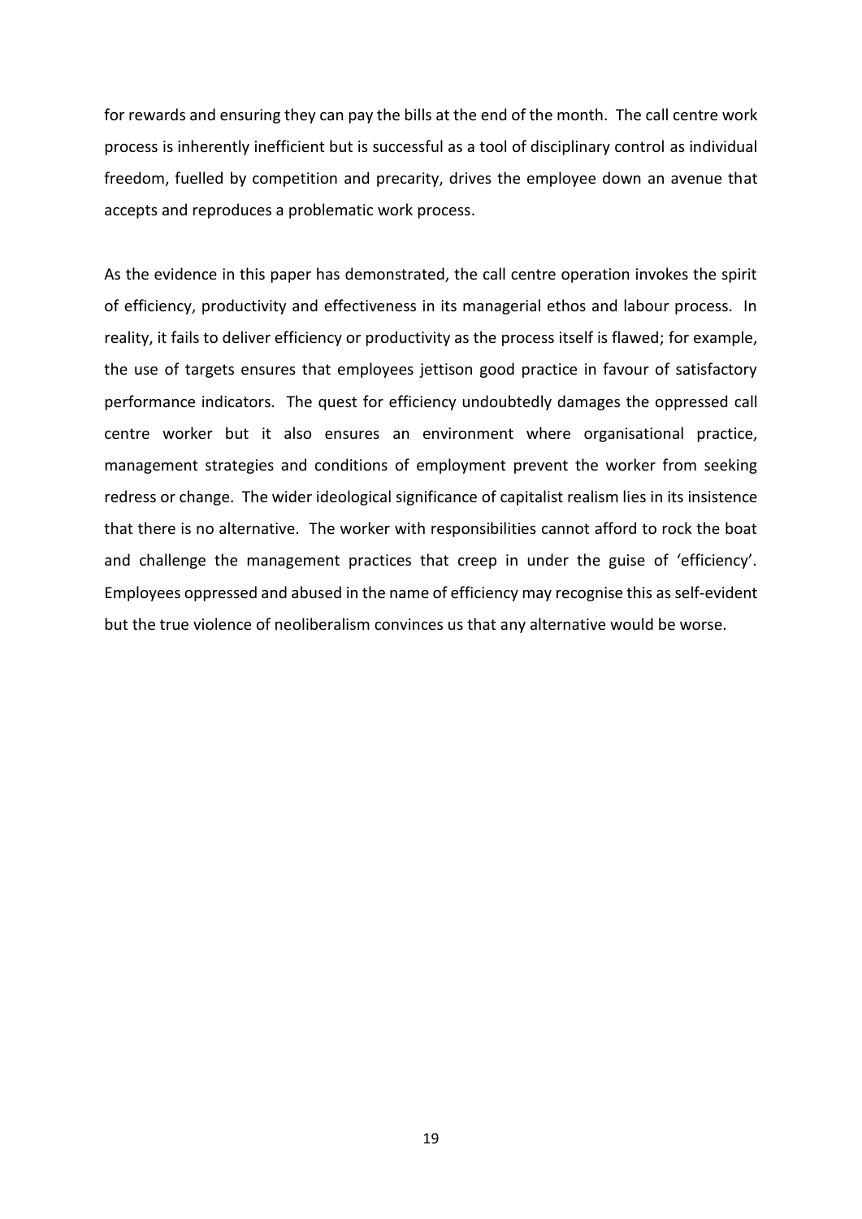for rewards and ensuring they can pay the bills at the end of the month. The call centre work process is inherently inefficient but is successful as a tool of disciplinary control as individual freedom, fuelled by competition and precarity, drives the employee down an avenue that accepts and reproduces a problematic work process.

As the evidence in this paper has demonstrated, the call centre operation invokes the spirit of efficiency, productivity and effectiveness in its managerial ethos and labour process. In reality, it fails to deliver efficiency or productivity as the process itself is flawed; for example, the use of targets ensures that employees jettison good practice in favour of satisfactory performance indicators. The quest for efficiency undoubtedly damages the oppressed call centre worker but it also ensures an environment where organisational practice, management strategies and conditions of employment prevent the worker from seeking redress or change. The wider ideological significance of capitalist realism lies in its insistence that there is no alternative. The worker with responsibilities cannot afford to rock the boat and challenge the management practices that creep in under the guise of 'efficiency'. Employees oppressed and abused in the name of efficiency may recognise this as self-evident but the true violence of neoliberalism convinces us that any alternative would be worse.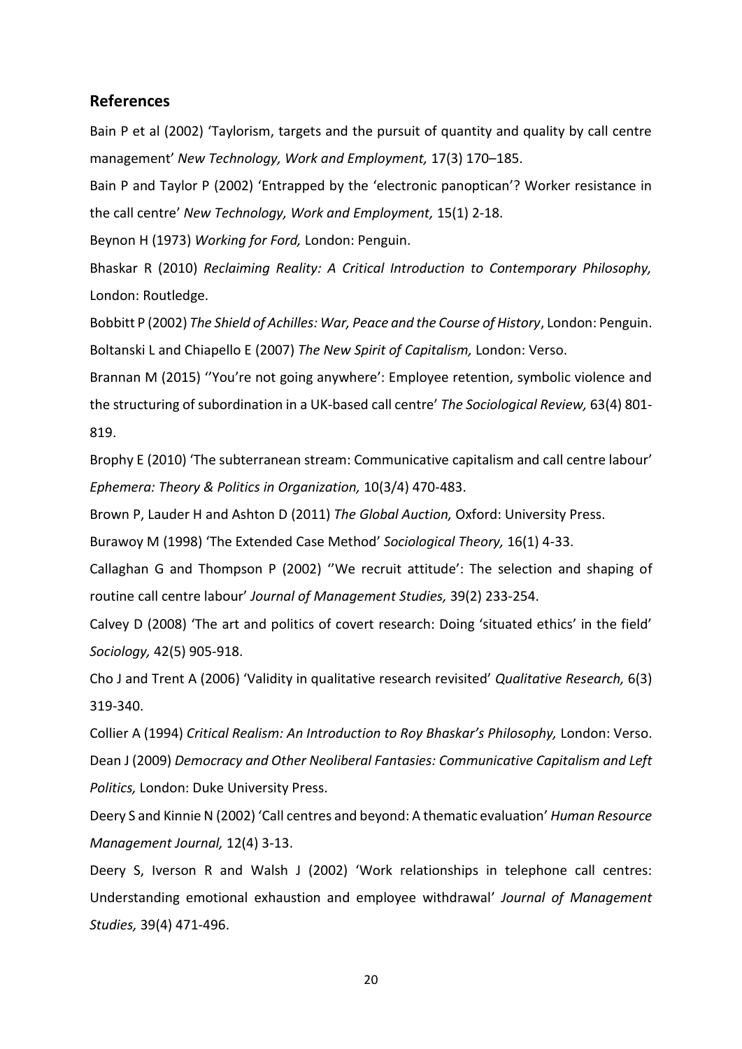## References

Bain P et al (2002) 'Taylorism, targets and the pursuit of quantity and quality by call centre management' *New Technology, Work and Employment,* 17(3) 170–185.

Bain P and Taylor P (2002) 'Entrapped by the 'electronic panoptican'? Worker resistance in the call centre' *New Technology, Work and Employment,* 15(1) 2-18.

Beynon H (1973) *Working for Ford,* London: Penguin.

Bhaskar R (2010) *Reclaiming Reality: A Critical Introduction to Contemporary Philosophy,* London: Routledge.

Bobbitt P (2002) *The Shield of Achilles: War, Peace and the Course of History*, London: Penguin.

Boltanski L and Chiapello E (2007) *The New Spirit of Capitalism,* London: Verso.

Brannan M (2015) ''You're not going anywhere': Employee retention, symbolic violence and the structuring of subordination in a UK-based call centre' *The Sociological Review,* 63(4) 801-819.

Brophy E (2010) 'The subterranean stream: Communicative capitalism and call centre labour' *Ephemera: Theory & Politics in Organization,* 10(3/4) 470-483.

Brown P, Lauder H and Ashton D (2011) *The Global Auction,* Oxford: University Press.

Burawoy M (1998) 'The Extended Case Method' *Sociological Theory,* 16(1) 4-33.

Callaghan G and Thompson P (2002) ''We recruit attitude': The selection and shaping of routine call centre labour' *Journal of Management Studies,* 39(2) 233-254.

Calvey D (2008) 'The art and politics of covert research: Doing 'situated ethics' in the field' *Sociology,* 42(5) 905-918.

Cho J and Trent A (2006) 'Validity in qualitative research revisited' *Qualitative Research,* 6(3) 319-340.

Collier A (1994) *Critical Realism: An Introduction to Roy Bhaskar's Philosophy,* London: Verso.

Dean J (2009) *Democracy and Other Neoliberal Fantasies: Communicative Capitalism and Left Politics,* London: Duke University Press.

Deery S and Kinnie N (2002) 'Call centres and beyond: A thematic evaluation' *Human Resource Management Journal,* 12(4) 3-13.

Deery S, Iverson R and Walsh J (2002) 'Work relationships in telephone call centres: Understanding emotional exhaustion and employee withdrawal' *Journal of Management Studies,* 39(4) 471-496.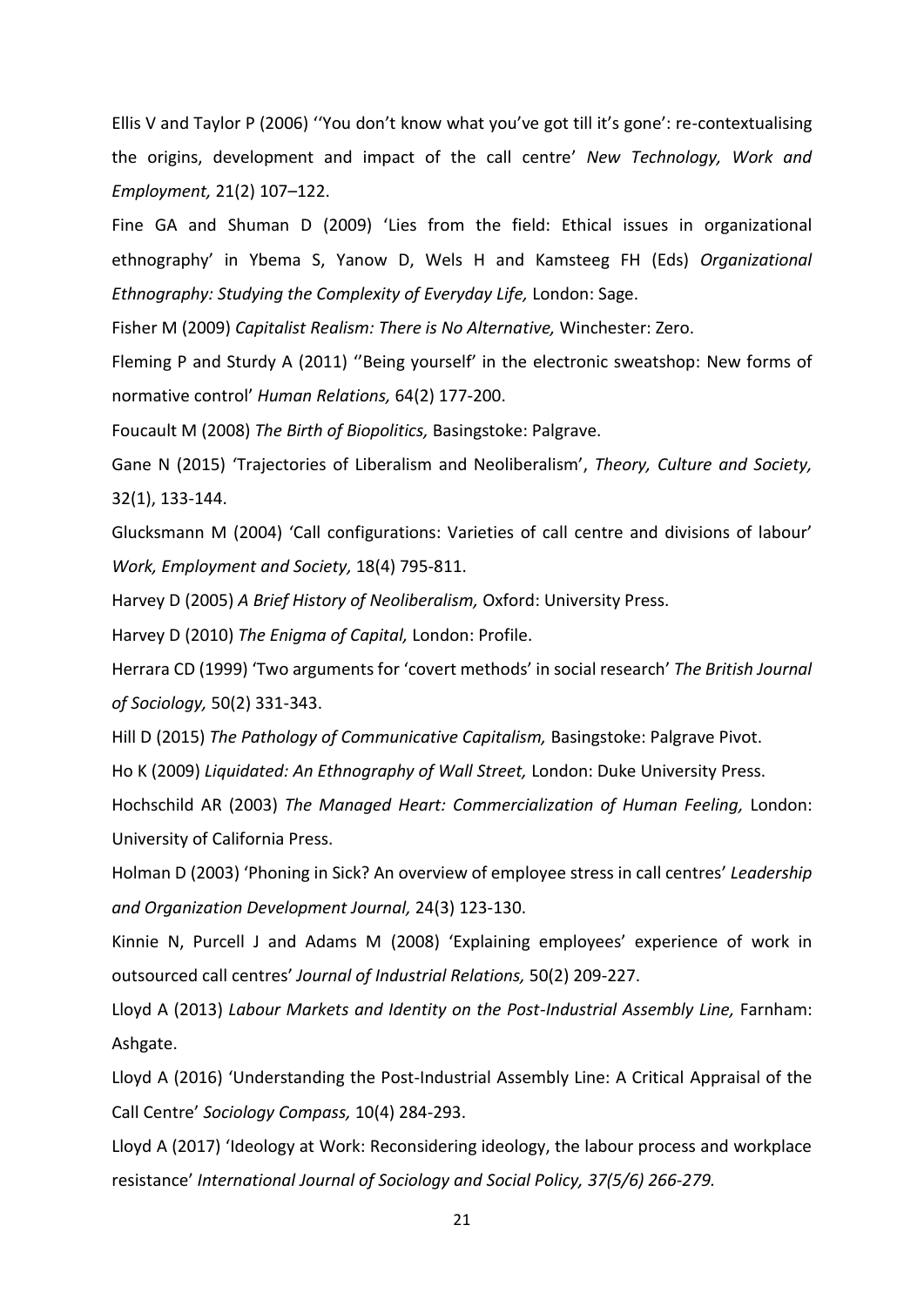Ellis V and Taylor P (2006) ''You don't know what you've got till it's gone': re-contextualising the origins, development and impact of the call centre' *New Technology, Work and Employment,* 21(2) 107–122.

Fine GA and Shuman D (2009) 'Lies from the field: Ethical issues in organizational ethnography' in Ybema S, Yanow D, Wels H and Kamsteeg FH (Eds) *Organizational Ethnography: Studying the Complexity of Everyday Life,* London: Sage.

Fisher M (2009) *Capitalist Realism: There is No Alternative,* Winchester: Zero.

Fleming P and Sturdy A (2011) ''Being yourself' in the electronic sweatshop: New forms of normative control' *Human Relations,* 64(2) 177-200.

Foucault M (2008) *The Birth of Biopolitics,* Basingstoke: Palgrave.

Gane N (2015) 'Trajectories of Liberalism and Neoliberalism', *Theory, Culture and Society,* 32(1), 133-144.

Glucksmann M (2004) 'Call configurations: Varieties of call centre and divisions of labour' *Work, Employment and Society,* 18(4) 795-811.

Harvey D (2005) *A Brief History of Neoliberalism,* Oxford: University Press.

Harvey D (2010) *The Enigma of Capital,* London: Profile.

Herrara CD (1999) 'Two arguments for 'covert methods' in social research' *The British Journal of Sociology,* 50(2) 331-343.

Hill D (2015) *The Pathology of Communicative Capitalism,* Basingstoke: Palgrave Pivot.

Ho K (2009) *Liquidated: An Ethnography of Wall Street,* London: Duke University Press.

Hochschild AR (2003) *The Managed Heart: Commercialization of Human Feeling,* London: University of California Press.

Holman D (2003) 'Phoning in Sick? An overview of employee stress in call centres' *Leadership and Organization Development Journal,* 24(3) 123-130.

Kinnie N, Purcell J and Adams M (2008) 'Explaining employees' experience of work in outsourced call centres' *Journal of Industrial Relations,* 50(2) 209-227.

Lloyd A (2013) *Labour Markets and Identity on the Post-Industrial Assembly Line,* Farnham: Ashgate.

Lloyd A (2016) 'Understanding the Post-Industrial Assembly Line: A Critical Appraisal of the Call Centre' *Sociology Compass,* 10(4) 284-293.

Lloyd A (2017) 'Ideology at Work: Reconsidering ideology, the labour process and workplace resistance' *International Journal of Sociology and Social Policy, 37(5/6) 266-279.*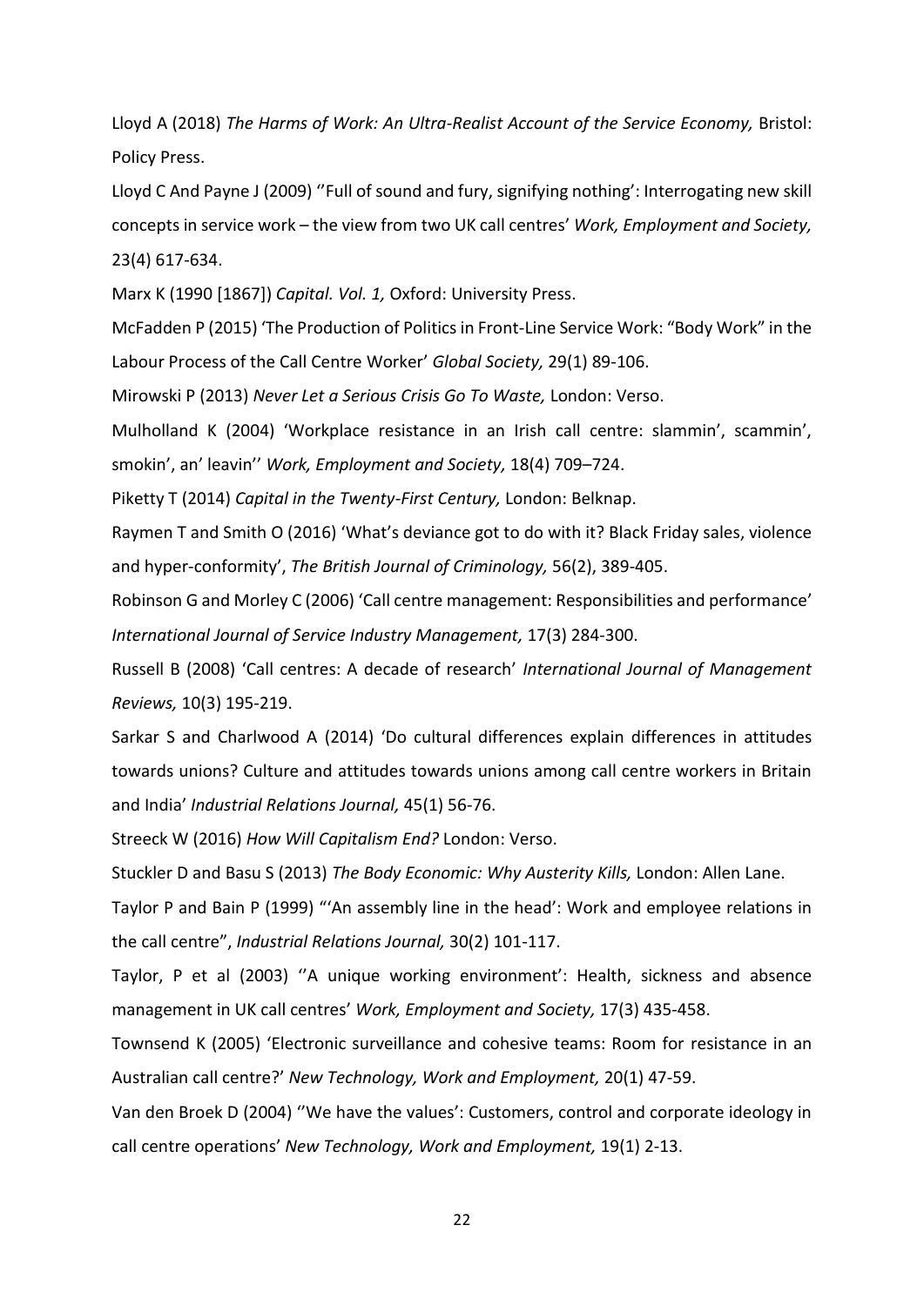Lloyd A (2018) *The Harms of Work: An Ultra-Realist Account of the Service Economy,* Bristol: Policy Press.

Lloyd C And Payne J (2009) ''Full of sound and fury, signifying nothing': Interrogating new skill concepts in service work – the view from two UK call centres' *Work, Employment and Society,* 23(4) 617-634.

Marx K (1990 [1867]) *Capital. Vol. 1,* Oxford: University Press.

McFadden P (2015) 'The Production of Politics in Front-Line Service Work: "Body Work" in the Labour Process of the Call Centre Worker' *Global Society,* 29(1) 89-106.

Mirowski P (2013) *Never Let a Serious Crisis Go To Waste,* London: Verso.

Mulholland K (2004) 'Workplace resistance in an Irish call centre: slammin', scammin', smokin', an' leavin'' *Work, Employment and Society,* 18(4) 709–724.

Piketty T (2014) *Capital in the Twenty-First Century,* London: Belknap.

Raymen T and Smith O (2016) 'What's deviance got to do with it? Black Friday sales, violence and hyper-conformity', *The British Journal of Criminology,* 56(2), 389-405.

Robinson G and Morley C (2006) 'Call centre management: Responsibilities and performance' *International Journal of Service Industry Management,* 17(3) 284-300.

Russell B (2008) 'Call centres: A decade of research' *International Journal of Management Reviews,* 10(3) 195-219.

Sarkar S and Charlwood A (2014) 'Do cultural differences explain differences in attitudes towards unions? Culture and attitudes towards unions among call centre workers in Britain and India' *Industrial Relations Journal,* 45(1) 56-76.

Streeck W (2016) *How Will Capitalism End?* London: Verso.

Stuckler D and Basu S (2013) *The Body Economic: Why Austerity Kills,* London: Allen Lane.

Taylor P and Bain P (1999) "'An assembly line in the head': Work and employee relations in the call centre", *Industrial Relations Journal,* 30(2) 101-117.

Taylor, P et al (2003) ''A unique working environment': Health, sickness and absence management in UK call centres' *Work, Employment and Society,* 17(3) 435-458.

Townsend K (2005) 'Electronic surveillance and cohesive teams: Room for resistance in an Australian call centre?' *New Technology, Work and Employment,* 20(1) 47-59.

Van den Broek D (2004) ''We have the values': Customers, control and corporate ideology in call centre operations' *New Technology, Work and Employment,* 19(1) 2-13.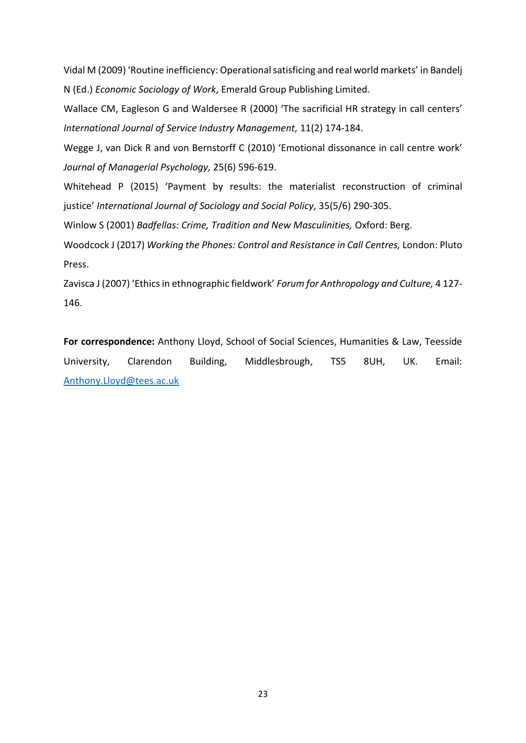Vidal M (2009) 'Routine inefficiency: Operational satisficing and real world markets' in Bandelj N (Ed.) *Economic Sociology of Work*, Emerald Group Publishing Limited.

Wallace CM, Eagleson G and Waldersee R (2000) 'The sacrificial HR strategy in call centers' *International Journal of Service Industry Management*, 11(2) 174-184.

Wegge J, van Dick R and von Bernstorff C (2010) 'Emotional dissonance in call centre work' *Journal of Managerial Psychology,* 25(6) 596-619.

Whitehead P (2015) 'Payment by results: the materialist reconstruction of criminal justice' *International Journal of Sociology and Social Policy,* 35(5/6) 290-305.

Winlow S (2001) *Badfellas: Crime, Tradition and New Masculinities,* Oxford: Berg.

Woodcock J (2017) *Working the Phones: Control and Resistance in Call Centres,* London: Pluto Press.

Zavisca J (2007) 'Ethics in ethnographic fieldwork' *Forum for Anthropology and Culture,* 4 127-146.

**For correspondence:** Anthony Lloyd, School of Social Sciences, Humanities & Law, Teesside University, Clarendon Building, Middlesbrough, TS5 8UH, UK. Email: Anthony.Lloyd@tees.ac.uk